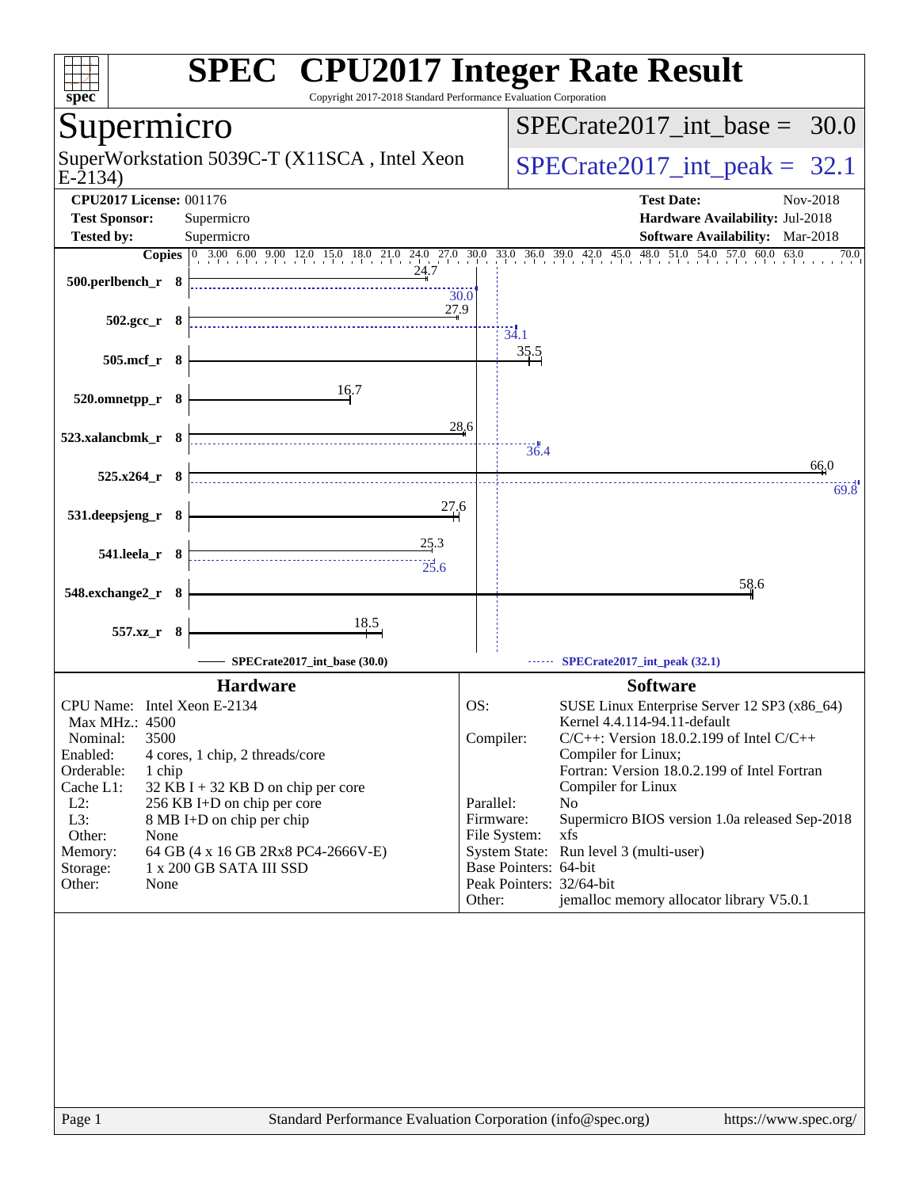# SPEC CPU2017 Integer Rate Result

Copyright 2017-2018 Standard Performance Evaluation Corporation

## Supermicro

SuperWorkstation 5039C-T (X11SCA , Intel Xeon E-2134)

SPECrate2017_int_base = 30.0

SPECrate2017_int_peak = 32.1

**CPU2017 License:** 001176
**Test Sponsor:** Supermicro
**Tested by:** Supermicro

**Test Date:** Nov-2018
**Hardware Availability:** Jul-2018
**Software Availability:** Mar-2018

| Benchmark | Copies | Base | Peak |
|---|---|---|---|
| 500.perlbench_r | 8 | 24.7 | 30.0 |
| 502.gcc_r | 8 | 27.9 | 34.1 |
| 505.mcf_r | 8 | 35.5 | |
| 520.omnetpp_r | 8 | 16.7 | |
| 523.xalancbmk_r | 8 | 28.6 | 36.4 |
| 525.x264_r | 8 | 66.0 | 69.8 |
| 531.deepsjeng_r | 8 | 27.6 | |
| 541.leela_r | 8 | 25.3 | 25.6 |
| 548.exchange2_r | 8 | 58.6 | |
| 557.xz_r | 8 | 18.5 | |

SPECrate2017_int_base (30.0) — SPECrate2017_int_peak (32.1)

### Hardware

CPU Name: Intel Xeon E-2134
Max MHz.: 4500
Nominal: 3500
Enabled: 4 cores, 1 chip, 2 threads/core
Orderable: 1 chip
Cache L1: 32 KB I + 32 KB D on chip per core
L2: 256 KB I+D on chip per core
L3: 8 MB I+D on chip per chip
Other: None
Memory: 64 GB (4 x 16 GB 2Rx8 PC4-2666V-E)
Storage: 1 x 200 GB SATA III SSD
Other: None

### Software

OS: SUSE Linux Enterprise Server 12 SP3 (x86_64) Kernel 4.4.114-94.11-default
Compiler: C/C++: Version 18.0.2.199 of Intel C/C++ Compiler for Linux; Fortran: Version 18.0.2.199 of Intel Fortran Compiler for Linux
Parallel: No
Firmware: Supermicro BIOS version 1.0a released Sep-2018
File System: xfs
System State: Run level 3 (multi-user)
Base Pointers: 64-bit
Peak Pointers: 32/64-bit
Other: jemalloc memory allocator library V5.0.1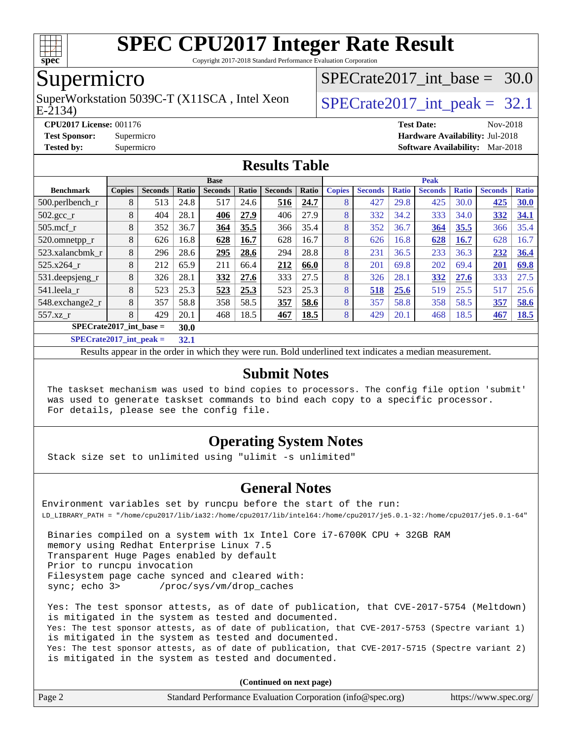# SPEC CPU2017 Integer Rate Result

Copyright 2017-2018 Standard Performance Evaluation Corporation

## Supermicro

SuperWorkstation 5039C-T (X11SCA , Intel Xeon E-2134)

SPECrate2017_int_base = 30.0

SPECrate2017_int_peak = 32.1

**CPU2017 License:** 001176
**Test Sponsor:** Supermicro
**Tested by:** Supermicro

**Test Date:** Nov-2018
**Hardware Availability:** Jul-2018
**Software Availability:** Mar-2018

## Results Table

| Benchmark | Base | | | | | | | Peak | | | | | | |
|---|---|---|---|---|---|---|---|---|---|---|---|---|---|---|
| | Copies | Seconds | Ratio | Seconds | Ratio | Seconds | Ratio | Copies | Seconds | Ratio | Seconds | Ratio | Seconds | Ratio |
| 500.perlbench_r | 8 | 513 | 24.8 | 517 | 24.6 | **516** | **24.7** | 8 | 427 | 29.8 | 425 | 30.0 | **425** | **30.0** |
| 502.gcc_r | 8 | 404 | 28.1 | **406** | **27.9** | 406 | 27.9 | 8 | 332 | 34.2 | 333 | 34.0 | **332** | **34.1** |
| 505.mcf_r | 8 | 352 | 36.7 | **364** | **35.5** | 366 | 35.4 | 8 | 352 | 36.7 | **364** | **35.5** | 366 | 35.4 |
| 520.omnetpp_r | 8 | 626 | 16.8 | **628** | **16.7** | 628 | 16.7 | 8 | 626 | 16.8 | **628** | **16.7** | 628 | 16.7 |
| 523.xalancbmk_r | 8 | 296 | 28.6 | **295** | **28.6** | 294 | 28.8 | 8 | 231 | 36.5 | 233 | 36.3 | **232** | **36.4** |
| 525.x264_r | 8 | 212 | 65.9 | 211 | 66.4 | **212** | **66.0** | 8 | 201 | 69.8 | 202 | 69.4 | **201** | **69.8** |
| 531.deepsjeng_r | 8 | 326 | 28.1 | **332** | **27.6** | 333 | 27.5 | 8 | 326 | 28.1 | **332** | **27.6** | 333 | 27.5 |
| 541.leela_r | 8 | 523 | 25.3 | **523** | **25.3** | 523 | 25.3 | 8 | **518** | **25.6** | 519 | 25.5 | 517 | 25.6 |
| 548.exchange2_r | 8 | 357 | 58.8 | 358 | 58.5 | **357** | **58.6** | 8 | 357 | 58.8 | 358 | 58.5 | **357** | **58.6** |
| 557.xz_r | 8 | 429 | 20.1 | 468 | 18.5 | **467** | **18.5** | 8 | 429 | 20.1 | 468 | 18.5 | **467** | **18.5** |

**SPECrate2017_int_base = 30.0**

**SPECrate2017_int_peak = 32.1**

Results appear in the order in which they were run. Bold underlined text indicates a median measurement.

## Submit Notes

```
The taskset mechanism was used to bind copies to processors. The config file option 'submit'
was used to generate taskset commands to bind each copy to a specific processor.
For details, please see the config file.
```

## Operating System Notes

```
Stack size set to unlimited using "ulimit -s unlimited"
```

## General Notes

```
Environment variables set by runcpu before the start of the run:
LD_LIBRARY_PATH = "/home/cpu2017/lib/ia32:/home/cpu2017/lib/intel64:/home/cpu2017/je5.0.1-32:/home/cpu2017/je5.0.1-64"

 Binaries compiled on a system with 1x Intel Core i7-6700K CPU + 32GB RAM
 memory using Redhat Enterprise Linux 7.5
 Transparent Huge Pages enabled by default
 Prior to runcpu invocation
 Filesystem page cache synced and cleared with:
 sync; echo 3>       /proc/sys/vm/drop_caches

 Yes: The test sponsor attests, as of date of publication, that CVE-2017-5754 (Meltdown)
 is mitigated in the system as tested and documented.
 Yes: The test sponsor attests, as of date of publication, that CVE-2017-5753 (Spectre variant 1)
 is mitigated in the system as tested and documented.
 Yes: The test sponsor attests, as of date of publication, that CVE-2017-5715 (Spectre variant 2)
 is mitigated in the system as tested and documented.
```

**(Continued on next page)**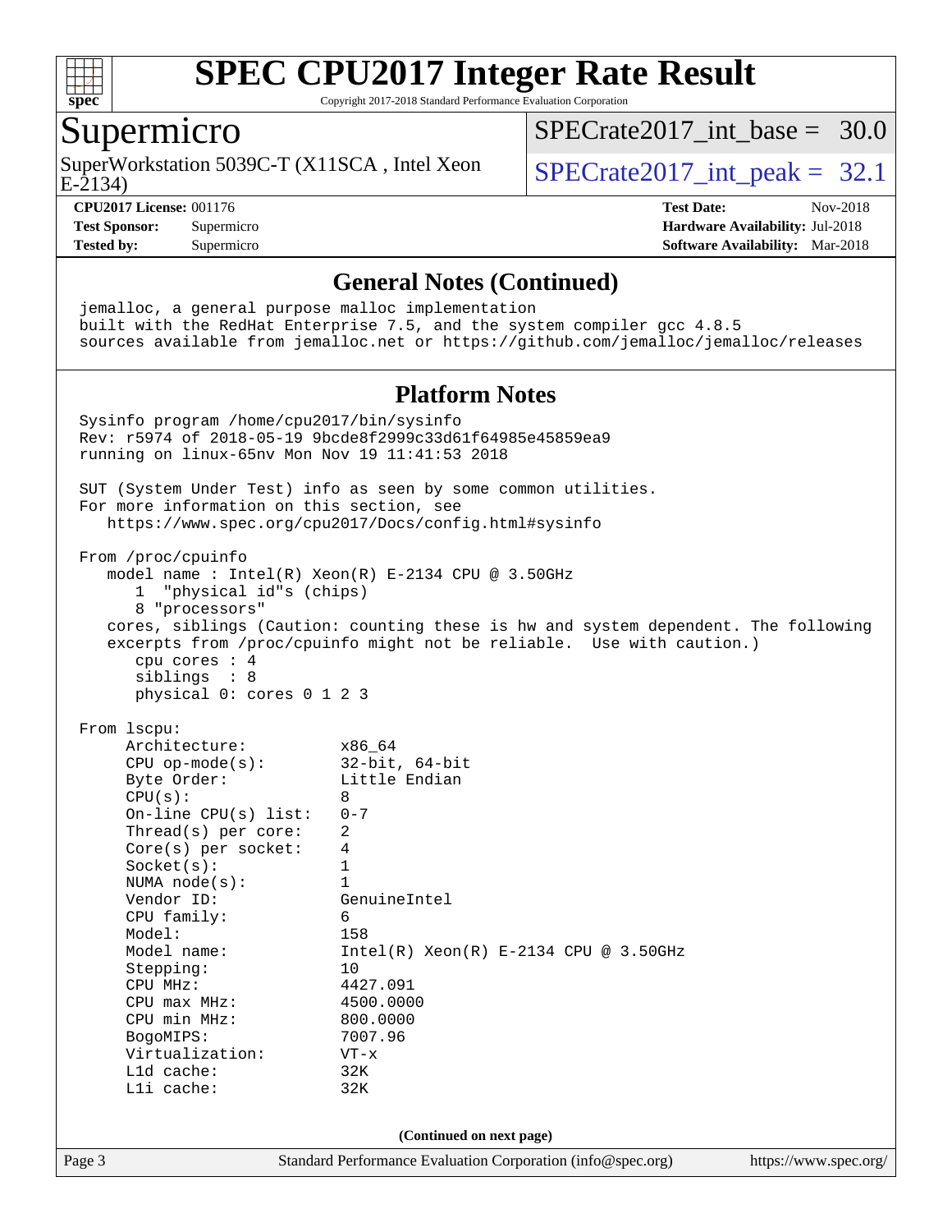## General Notes (Continued)

```
jemalloc, a general purpose malloc implementation
built with the RedHat Enterprise 7.5, and the system compiler gcc 4.8.5
sources available from jemalloc.net or https://github.com/jemalloc/jemalloc/releases
```

## Platform Notes

```
Sysinfo program /home/cpu2017/bin/sysinfo
Rev: r5974 of 2018-05-19 9bcde8f2999c33d61f64985e45859ea9
running on linux-65nv Mon Nov 19 11:41:53 2018

SUT (System Under Test) info as seen by some common utilities.
For more information on this section, see
   https://www.spec.org/cpu2017/Docs/config.html#sysinfo

From /proc/cpuinfo
   model name : Intel(R) Xeon(R) E-2134 CPU @ 3.50GHz
      1  "physical id"s (chips)
      8 "processors"
   cores, siblings (Caution: counting these is hw and system dependent. The following
   excerpts from /proc/cpuinfo might not be reliable.  Use with caution.)
      cpu cores : 4
      siblings  : 8
      physical 0: cores 0 1 2 3

From lscpu:
     Architecture:          x86_64
     CPU op-mode(s):        32-bit, 64-bit
     Byte Order:            Little Endian
     CPU(s):                8
     On-line CPU(s) list:   0-7
     Thread(s) per core:    2
     Core(s) per socket:    4
     Socket(s):             1
     NUMA node(s):          1
     Vendor ID:             GenuineIntel
     CPU family:            6
     Model:                 158
     Model name:            Intel(R) Xeon(R) E-2134 CPU @ 3.50GHz
     Stepping:              10
     CPU MHz:               4427.091
     CPU max MHz:           4500.0000
     CPU min MHz:           800.0000
     BogoMIPS:              7007.96
     Virtualization:        VT-x
     L1d cache:             32K
     L1i cache:             32K
```

(Continued on next page)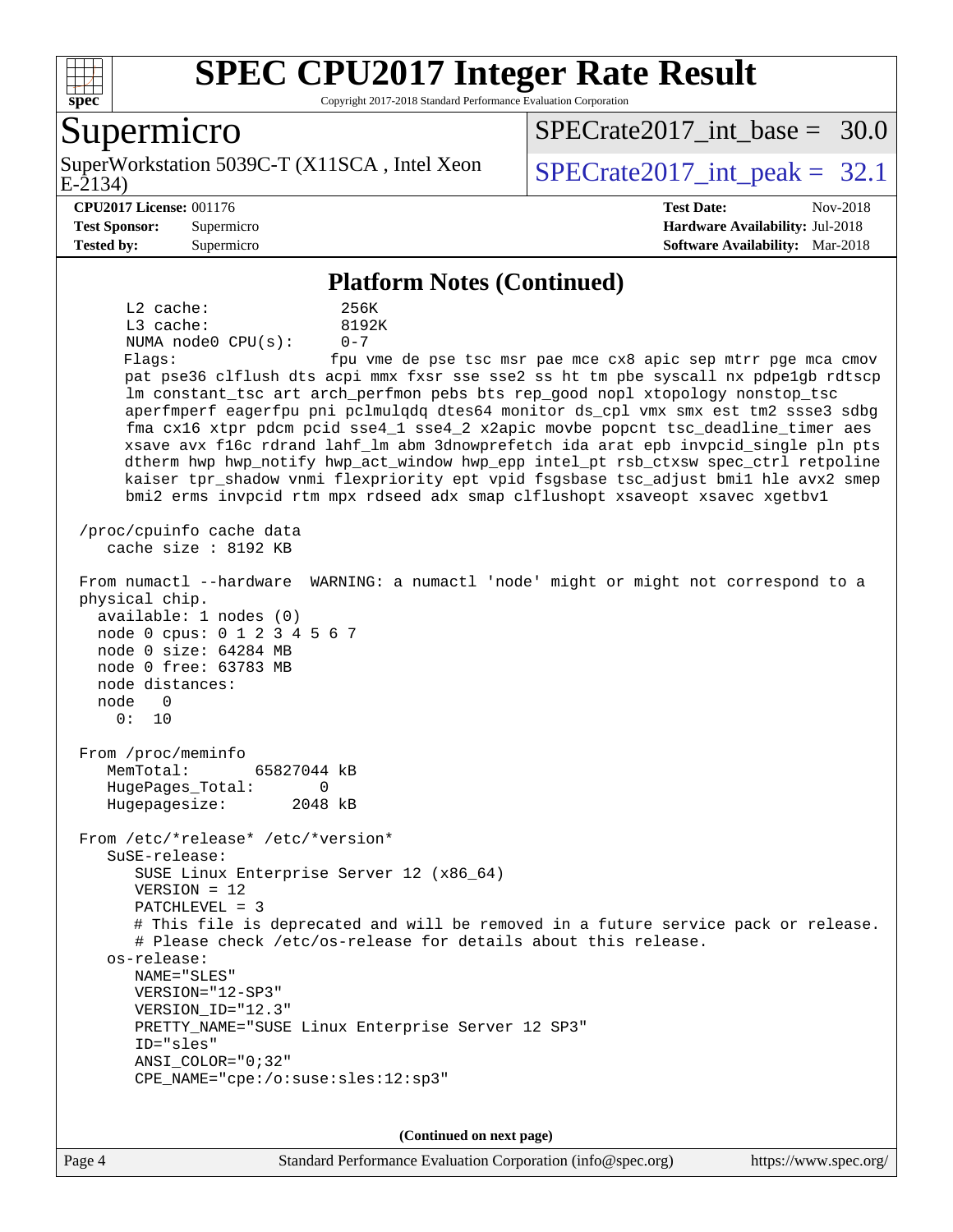# SPEC CPU2017 Integer Rate Result

Copyright 2017-2018 Standard Performance Evaluation Corporation

## Supermicro

SuperWorkstation 5039C-T (X11SCA , Intel Xeon E-2134)

SPECrate2017_int_base = 30.0

SPECrate2017_int_peak = 32.1

| | | | |
|---|---|---|---|
| **CPU2017 License:** 001176 | | **Test Date:** | Nov-2018 |
| **Test Sponsor:** | Supermicro | **Hardware Availability:** | Jul-2018 |
| **Tested by:** | Supermicro | **Software Availability:** | Mar-2018 |

### Platform Notes (Continued)

```
     L2 cache:              256K
     L3 cache:              8192K
     NUMA node0 CPU(s):     0-7
     Flags:                 fpu vme de pse tsc msr pae mce cx8 apic sep mtrr pge mca cmov
     pat pse36 clflush dts acpi mmx fxsr sse sse2 ss ht tm pbe syscall nx pdpe1gb rdtscp
     lm constant_tsc art arch_perfmon pebs bts rep_good nopl xtopology nonstop_tsc
     aperfmperf eagerfpu pni pclmulqdq dtes64 monitor ds_cpl vmx smx est tm2 ssse3 sdbg
     fma cx16 xtpr pdcm pcid sse4_1 sse4_2 x2apic movbe popcnt tsc_deadline_timer aes
     xsave avx f16c rdrand lahf_lm abm 3dnowprefetch ida arat epb invpcid_single pln pts
     dtherm hwp hwp_notify hwp_act_window hwp_epp intel_pt rsb_ctxsw spec_ctrl retpoline
     kaiser tpr_shadow vnmi flexpriority ept vpid fsgsbase tsc_adjust bmi1 hle avx2 smep
     bmi2 erms invpcid rtm mpx rdseed adx smap clflushopt xsaveopt xsavec xgetbv1

 /proc/cpuinfo cache data
    cache size : 8192 KB

 From numactl --hardware  WARNING: a numactl 'node' might or might not correspond to a
 physical chip.
   available: 1 nodes (0)
   node 0 cpus: 0 1 2 3 4 5 6 7
   node 0 size: 64284 MB
   node 0 free: 63783 MB
   node distances:
   node   0
     0:  10

 From /proc/meminfo
    MemTotal:       65827044 kB
    HugePages_Total:       0
    Hugepagesize:       2048 kB

 From /etc/*release* /etc/*version*
    SuSE-release:
       SUSE Linux Enterprise Server 12 (x86_64)
       VERSION = 12
       PATCHLEVEL = 3
       # This file is deprecated and will be removed in a future service pack or release.
       # Please check /etc/os-release for details about this release.
    os-release:
       NAME="SLES"
       VERSION="12-SP3"
       VERSION_ID="12.3"
       PRETTY_NAME="SUSE Linux Enterprise Server 12 SP3"
       ID="sles"
       ANSI_COLOR="0;32"
       CPE_NAME="cpe:/o:suse:sles:12:sp3"
```

**(Continued on next page)**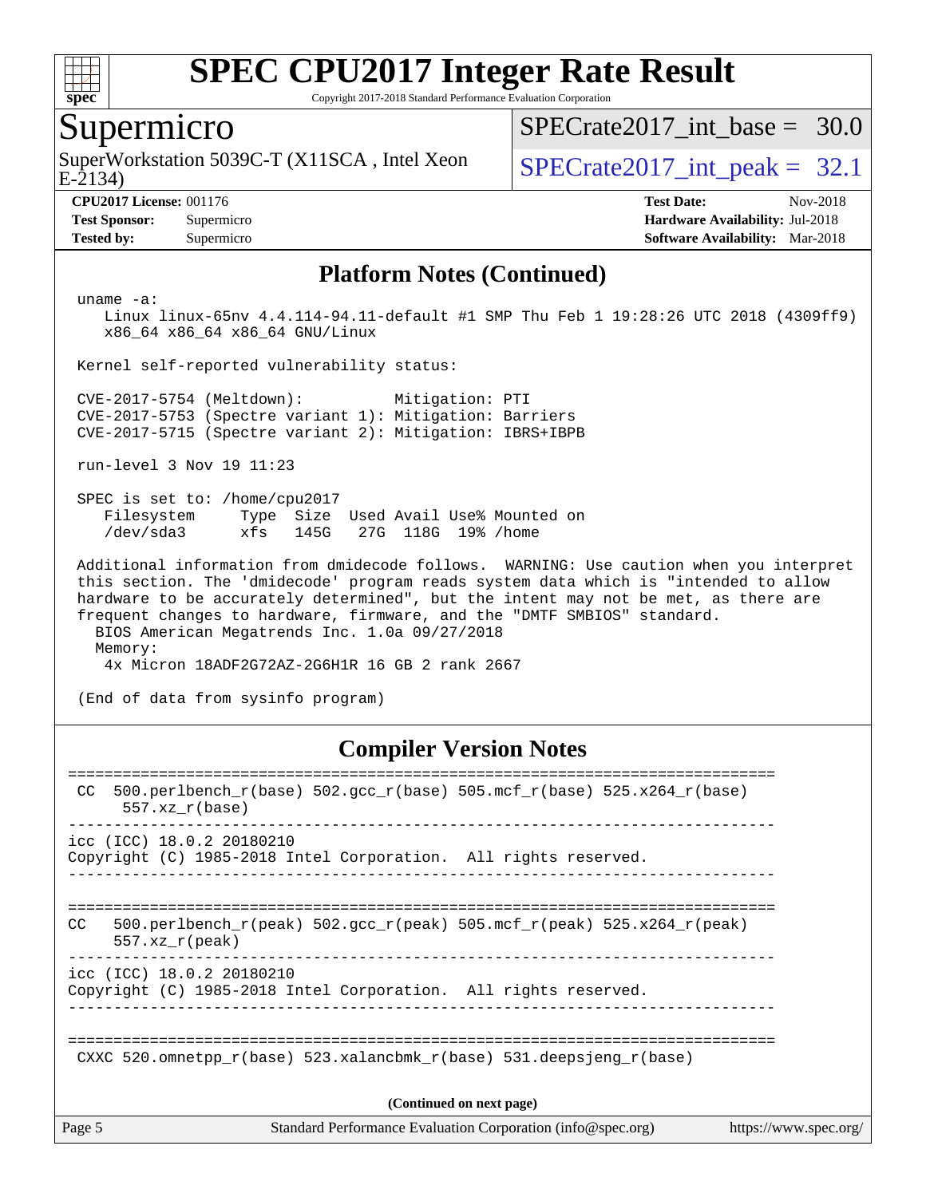# SPEC CPU2017 Integer Rate Result

Copyright 2017-2018 Standard Performance Evaluation Corporation

## Supermicro

SuperWorkstation 5039C-T (X11SCA , Intel Xeon E-2134)

SPECrate2017_int_base = 30.0

SPECrate2017_int_peak = 32.1

**CPU2017 License:** 001176
**Test Sponsor:** Supermicro
**Tested by:** Supermicro

**Test Date:** Nov-2018
**Hardware Availability:** Jul-2018
**Software Availability:** Mar-2018

## Platform Notes (Continued)

```
uname -a:
   Linux linux-65nv 4.4.114-94.11-default #1 SMP Thu Feb 1 19:28:26 UTC 2018 (4309ff9)
   x86_64 x86_64 x86_64 GNU/Linux

Kernel self-reported vulnerability status:

CVE-2017-5754 (Meltdown):          Mitigation: PTI
CVE-2017-5753 (Spectre variant 1): Mitigation: Barriers
CVE-2017-5715 (Spectre variant 2): Mitigation: IBRS+IBPB

run-level 3 Nov 19 11:23

SPEC is set to: /home/cpu2017
   Filesystem     Type  Size  Used Avail Use% Mounted on
   /dev/sda3      xfs   145G   27G  118G  19% /home

Additional information from dmidecode follows.  WARNING: Use caution when you interpret
this section. The 'dmidecode' program reads system data which is "intended to allow
hardware to be accurately determined", but the intent may not be met, as there are
frequent changes to hardware, firmware, and the "DMTF SMBIOS" standard.
  BIOS American Megatrends Inc. 1.0a 09/27/2018
  Memory:
   4x Micron 18ADF2G72AZ-2G6H1R 16 GB 2 rank 2667

(End of data from sysinfo program)
```

## Compiler Version Notes

```
==============================================================================
 CC  500.perlbench_r(base) 502.gcc_r(base) 505.mcf_r(base) 525.x264_r(base)
      557.xz_r(base)
------------------------------------------------------------------------------
icc (ICC) 18.0.2 20180210
Copyright (C) 1985-2018 Intel Corporation.  All rights reserved.
------------------------------------------------------------------------------

==============================================================================
CC   500.perlbench_r(peak) 502.gcc_r(peak) 505.mcf_r(peak) 525.x264_r(peak)
     557.xz_r(peak)
------------------------------------------------------------------------------
icc (ICC) 18.0.2 20180210
Copyright (C) 1985-2018 Intel Corporation.  All rights reserved.
------------------------------------------------------------------------------

==============================================================================
 CXXC 520.omnetpp_r(base) 523.xalancbmk_r(base) 531.deepsjeng_r(base)
```

**(Continued on next page)**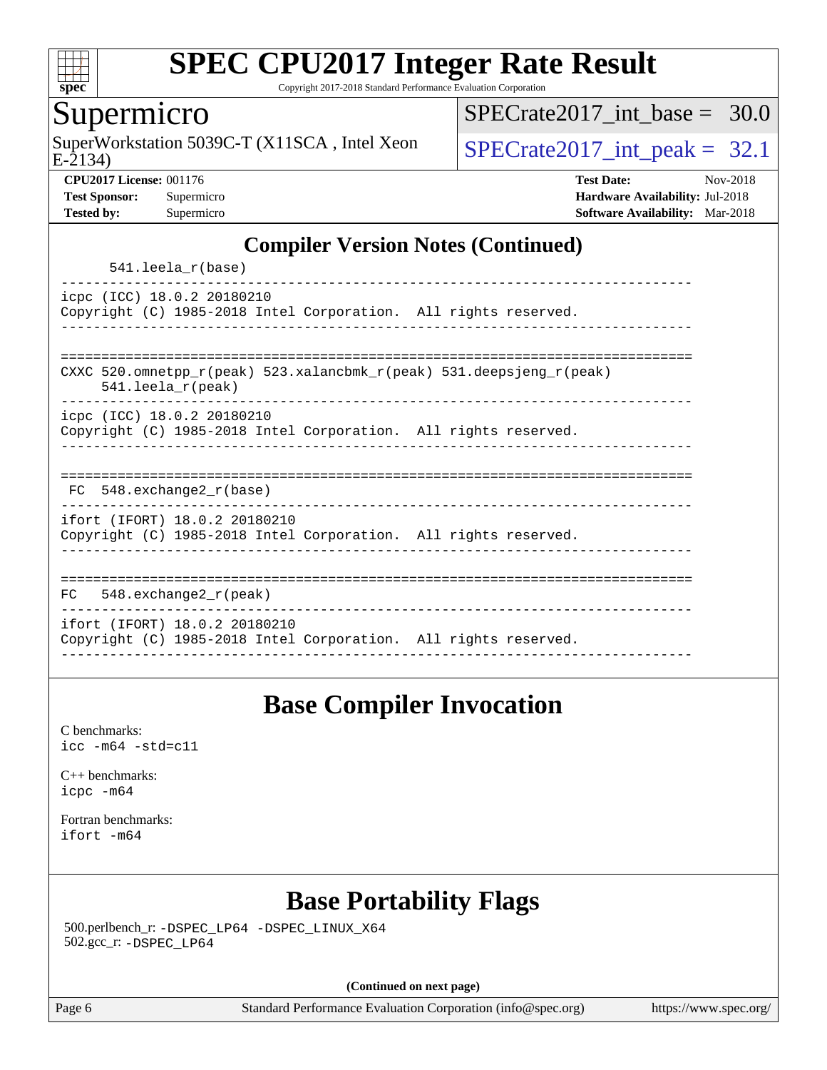## Compiler Version Notes (Continued)

```
      541.leela_r(base)
------------------------------------------------------------------------------
icpc (ICC) 18.0.2 20180210
Copyright (C) 1985-2018 Intel Corporation.  All rights reserved.
------------------------------------------------------------------------------

==============================================================================
CXXC 520.omnetpp_r(peak) 523.xalancbmk_r(peak) 531.deepsjeng_r(peak)
     541.leela_r(peak)
------------------------------------------------------------------------------
icpc (ICC) 18.0.2 20180210
Copyright (C) 1985-2018 Intel Corporation.  All rights reserved.
------------------------------------------------------------------------------

==============================================================================
 FC  548.exchange2_r(base)
------------------------------------------------------------------------------
ifort (IFORT) 18.0.2 20180210
Copyright (C) 1985-2018 Intel Corporation.  All rights reserved.
------------------------------------------------------------------------------

==============================================================================
FC   548.exchange2_r(peak)
------------------------------------------------------------------------------
ifort (IFORT) 18.0.2 20180210
Copyright (C) 1985-2018 Intel Corporation.  All rights reserved.
------------------------------------------------------------------------------
```

## Base Compiler Invocation

C benchmarks:
icc -m64 -std=c11

C++ benchmarks:
icpc -m64

Fortran benchmarks:
ifort -m64

## Base Portability Flags

500.perlbench_r: -DSPEC_LP64 -DSPEC_LINUX_X64
502.gcc_r: -DSPEC_LP64

**(Continued on next page)**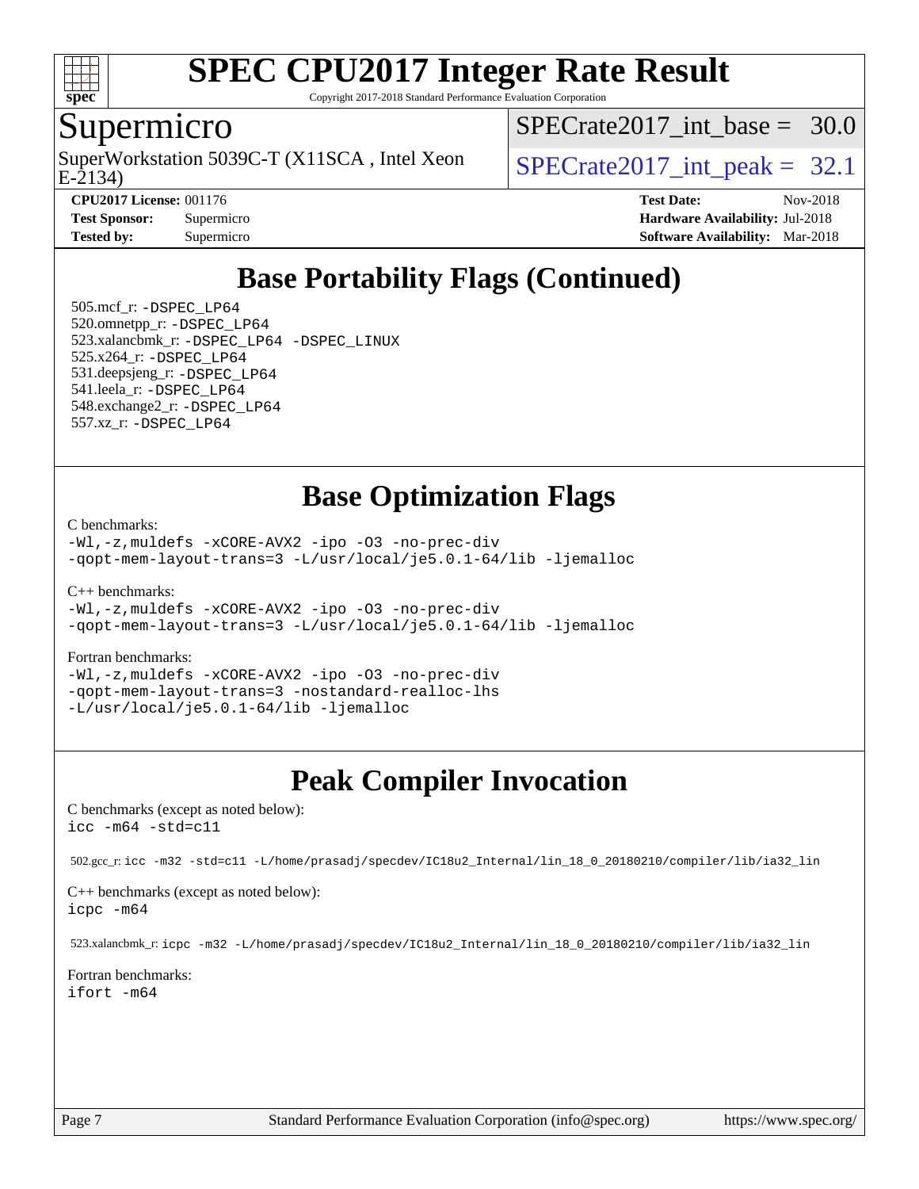# SPEC CPU2017 Integer Rate Result

Copyright 2017-2018 Standard Performance Evaluation Corporation

## Supermicro

SuperWorkstation 5039C-T (X11SCA , Intel Xeon E-2134)

SPECrate2017_int_base = 30.0

SPECrate2017_int_peak = 32.1

**CPU2017 License:** 001176
**Test Sponsor:** Supermicro
**Tested by:** Supermicro

**Test Date:** Nov-2018
**Hardware Availability:** Jul-2018
**Software Availability:** Mar-2018

## Base Portability Flags (Continued)

505.mcf_r: -DSPEC_LP64
520.omnetpp_r: -DSPEC_LP64
523.xalancbmk_r: -DSPEC_LP64 -DSPEC_LINUX
525.x264_r: -DSPEC_LP64
531.deepsjeng_r: -DSPEC_LP64
541.leela_r: -DSPEC_LP64
548.exchange2_r: -DSPEC_LP64
557.xz_r: -DSPEC_LP64

## Base Optimization Flags

C benchmarks:
-Wl,-z,muldefs -xCORE-AVX2 -ipo -O3 -no-prec-div
-qopt-mem-layout-trans=3 -L/usr/local/je5.0.1-64/lib -ljemalloc

C++ benchmarks:
-Wl,-z,muldefs -xCORE-AVX2 -ipo -O3 -no-prec-div
-qopt-mem-layout-trans=3 -L/usr/local/je5.0.1-64/lib -ljemalloc

Fortran benchmarks:
-Wl,-z,muldefs -xCORE-AVX2 -ipo -O3 -no-prec-div
-qopt-mem-layout-trans=3 -nostandard-realloc-lhs
-L/usr/local/je5.0.1-64/lib -ljemalloc

## Peak Compiler Invocation

C benchmarks (except as noted below):
icc -m64 -std=c11

502.gcc_r: icc -m32 -std=c11 -L/home/prasadj/specdev/IC18u2_Internal/lin_18_0_20180210/compiler/lib/ia32_lin

C++ benchmarks (except as noted below):
icpc -m64

523.xalancbmk_r: icpc -m32 -L/home/prasadj/specdev/IC18u2_Internal/lin_18_0_20180210/compiler/lib/ia32_lin

Fortran benchmarks:
ifort -m64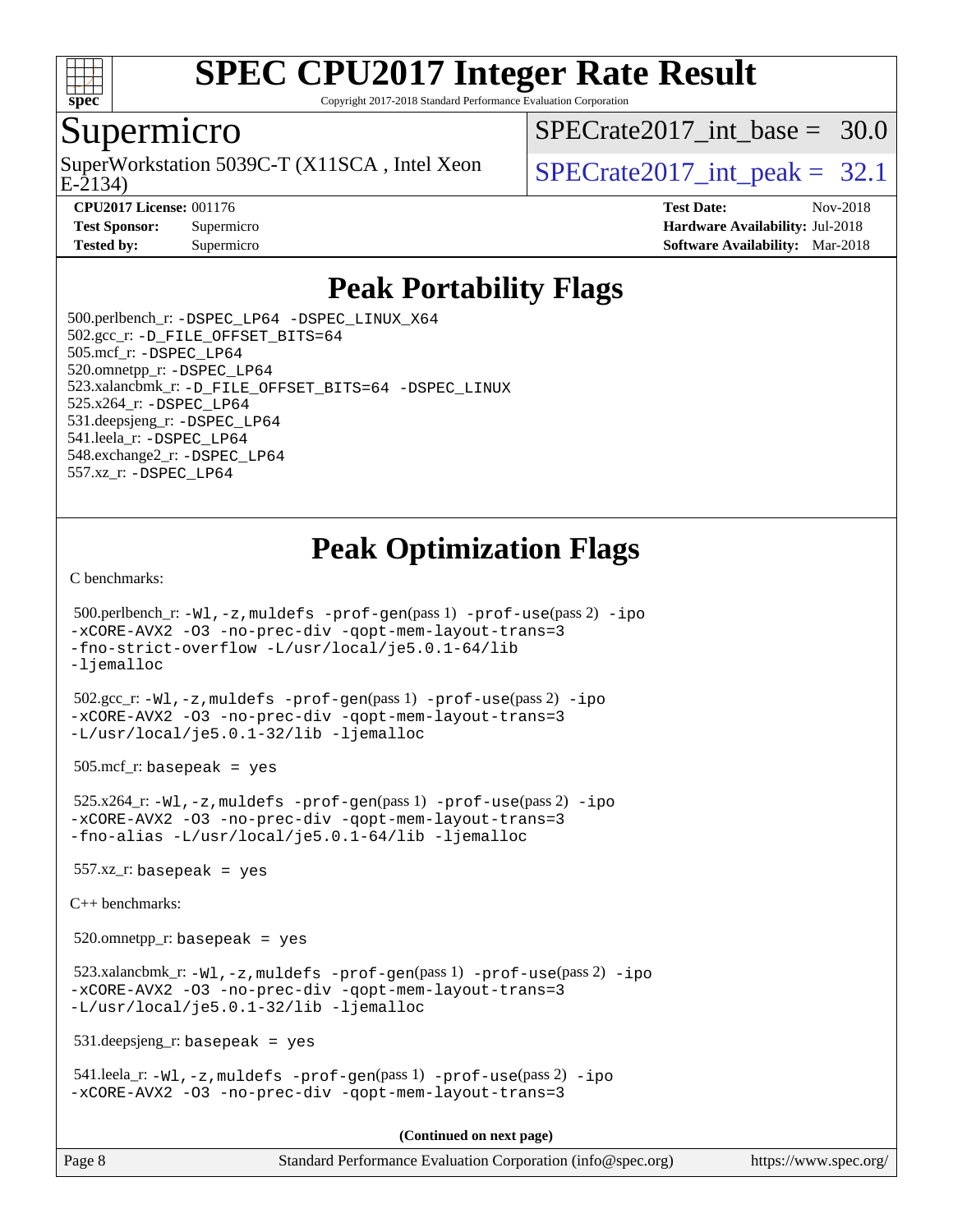# SPEC CPU2017 Integer Rate Result

Copyright 2017-2018 Standard Performance Evaluation Corporation

## Supermicro

SuperWorkstation 5039C-T (X11SCA , Intel Xeon E-2134)

SPECrate2017_int_base = 30.0

SPECrate2017_int_peak = 32.1

**CPU2017 License:** 001176
**Test Sponsor:** Supermicro
**Tested by:** Supermicro

**Test Date:** Nov-2018
**Hardware Availability:** Jul-2018
**Software Availability:** Mar-2018

## Peak Portability Flags

500.perlbench_r: -DSPEC_LP64 -DSPEC_LINUX_X64
502.gcc_r: -D_FILE_OFFSET_BITS=64
505.mcf_r: -DSPEC_LP64
520.omnetpp_r: -DSPEC_LP64
523.xalancbmk_r: -D_FILE_OFFSET_BITS=64 -DSPEC_LINUX
525.x264_r: -DSPEC_LP64
531.deepsjeng_r: -DSPEC_LP64
541.leela_r: -DSPEC_LP64
548.exchange2_r: -DSPEC_LP64
557.xz_r: -DSPEC_LP64

## Peak Optimization Flags

C benchmarks:

500.perlbench_r: -Wl,-z,muldefs -prof-gen(pass 1) -prof-use(pass 2) -ipo -xCORE-AVX2 -O3 -no-prec-div -qopt-mem-layout-trans=3 -fno-strict-overflow -L/usr/local/je5.0.1-64/lib -ljemalloc

502.gcc_r: -Wl,-z,muldefs -prof-gen(pass 1) -prof-use(pass 2) -ipo -xCORE-AVX2 -O3 -no-prec-div -qopt-mem-layout-trans=3 -L/usr/local/je5.0.1-32/lib -ljemalloc

505.mcf_r: basepeak = yes

525.x264_r: -Wl,-z,muldefs -prof-gen(pass 1) -prof-use(pass 2) -ipo -xCORE-AVX2 -O3 -no-prec-div -qopt-mem-layout-trans=3 -fno-alias -L/usr/local/je5.0.1-64/lib -ljemalloc

557.xz_r: basepeak = yes

C++ benchmarks:

520.omnetpp_r: basepeak = yes

523.xalancbmk_r: -Wl,-z,muldefs -prof-gen(pass 1) -prof-use(pass 2) -ipo -xCORE-AVX2 -O3 -no-prec-div -qopt-mem-layout-trans=3 -L/usr/local/je5.0.1-32/lib -ljemalloc

531.deepsjeng_r: basepeak = yes

541.leela_r: -Wl,-z,muldefs -prof-gen(pass 1) -prof-use(pass 2) -ipo -xCORE-AVX2 -O3 -no-prec-div -qopt-mem-layout-trans=3

**(Continued on next page)**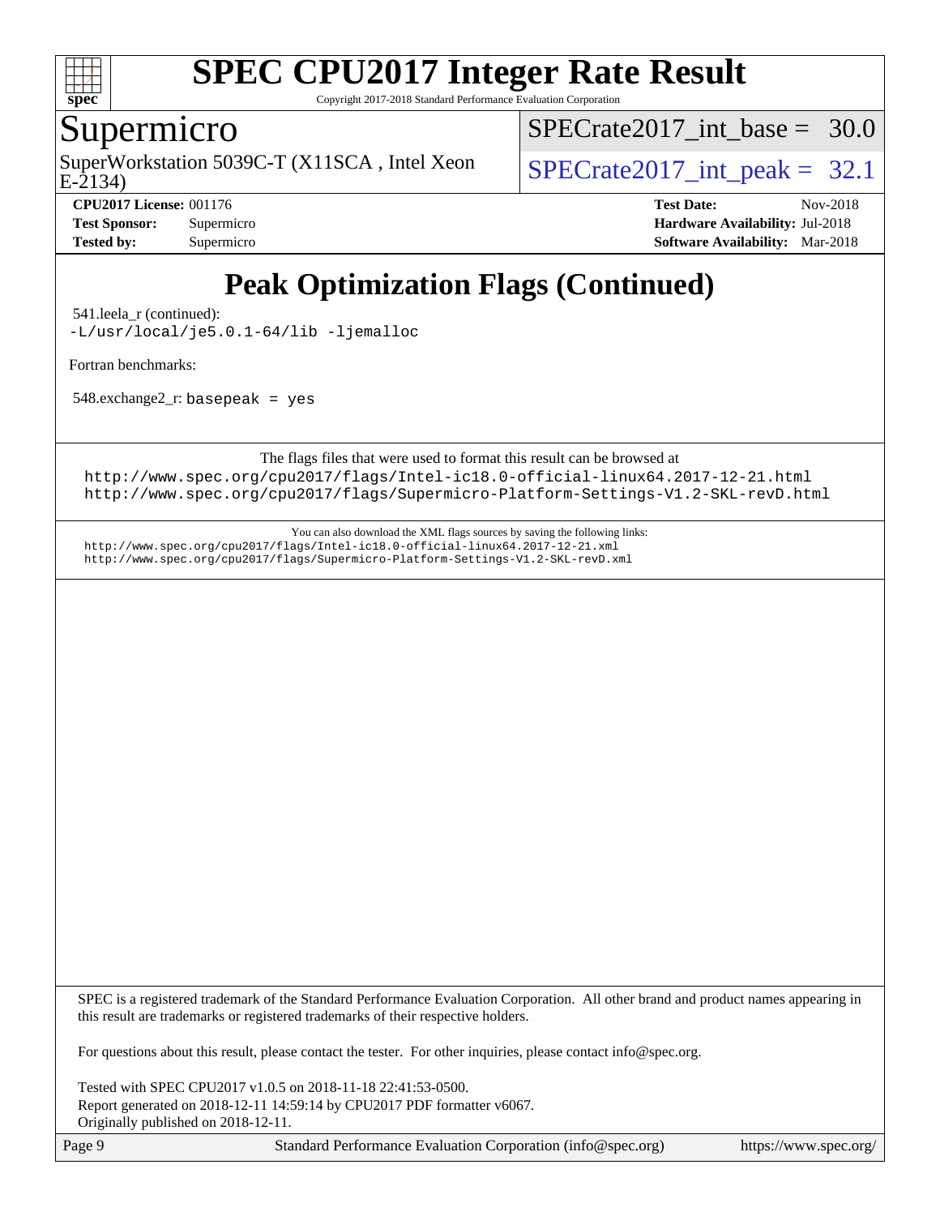# Peak Optimization Flags (Continued)

541.leela_r (continued):
-L/usr/local/je5.0.1-64/lib -ljemalloc

Fortran benchmarks:

548.exchange2_r: basepeak = yes

The flags files that were used to format this result can be browsed at
http://www.spec.org/cpu2017/flags/Intel-ic18.0-official-linux64.2017-12-21.html
http://www.spec.org/cpu2017/flags/Supermicro-Platform-Settings-V1.2-SKL-revD.html

You can also download the XML flags sources by saving the following links:
http://www.spec.org/cpu2017/flags/Intel-ic18.0-official-linux64.2017-12-21.xml
http://www.spec.org/cpu2017/flags/Supermicro-Platform-Settings-V1.2-SKL-revD.xml

SPEC is a registered trademark of the Standard Performance Evaluation Corporation. All other brand and product names appearing in this result are trademarks or registered trademarks of their respective holders.

For questions about this result, please contact the tester. For other inquiries, please contact info@spec.org.

Tested with SPEC CPU2017 v1.0.5 on 2018-11-18 22:41:53-0500.
Report generated on 2018-12-11 14:59:14 by CPU2017 PDF formatter v6067.
Originally published on 2018-12-11.